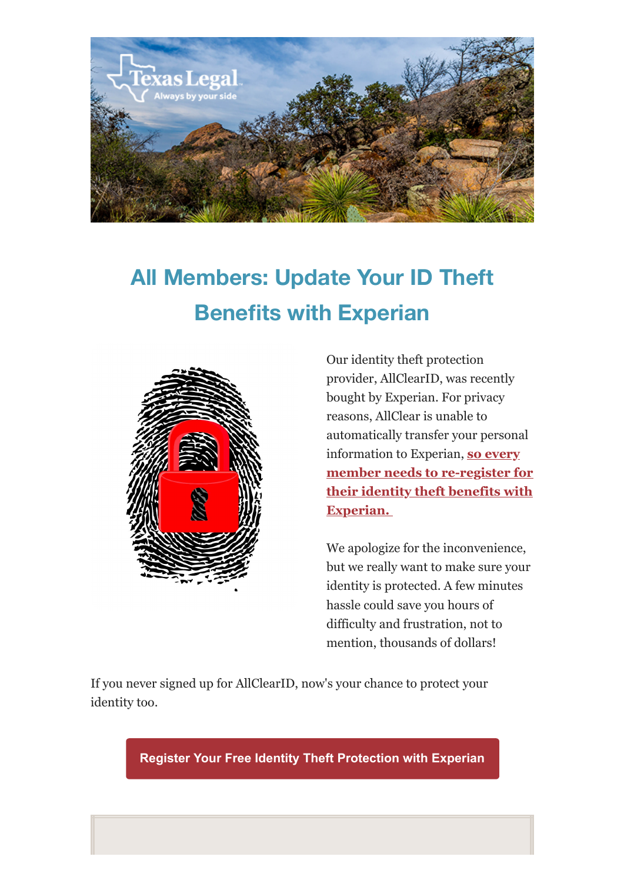# All Members: Update Your ID Theft Benefits with Experian

Our identity theft protection provider, AllClearID, was recently bought by Experian. For privacy reasons, AllClear is unable to automatically transfer your personal information to Experian, **so every member needs to re-register for their identity theft benefits with Experian.**

We apologize for the inconvenience, but we really want to make sure your identity is protected. A few minutes hassle could save you hours of difficulty and frustration, not to mention, thousands of dollars!

If you never signed up for AllClearID, now's your chance to protect your identity too.

**Register Your Free Identity Theft Protection with Experian**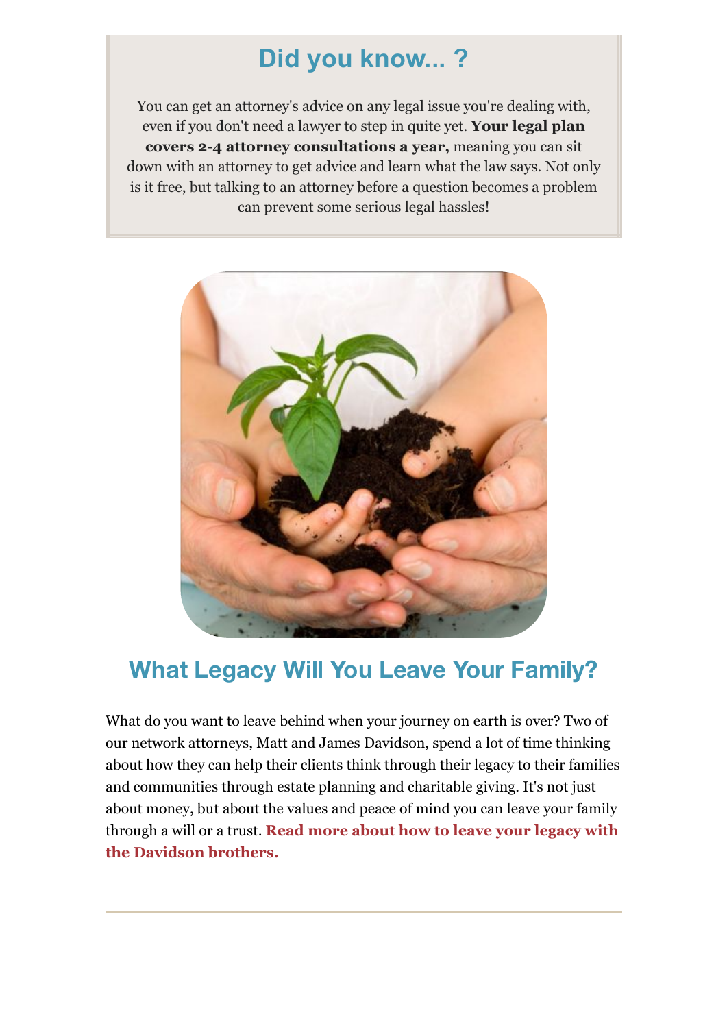## Did you know... ?

You can get an attorney's advice on any legal issue you're dealing with, even if you don't need a lawyer to step in quite yet. **Your legal plan covers 2-4 attorney consultations a year,** meaning you can sit down with an attorney to get advice and learn what the law says. Not only is it free, but talking to an attorney before a question becomes a problem can prevent some serious legal hassles!

## What Legacy Will You Leave Your Family?

What do you want to leave behind when your journey on earth is over? Two of our network attorneys, Matt and James Davidson, spend a lot of time thinking about how they can help their clients think through their legacy to their families and communities through estate planning and charitable giving. It's not just about money, but about the values and peace of mind you can leave your family through a will or a trust. **Read more about how to leave your legacy with the Davidson brothers.**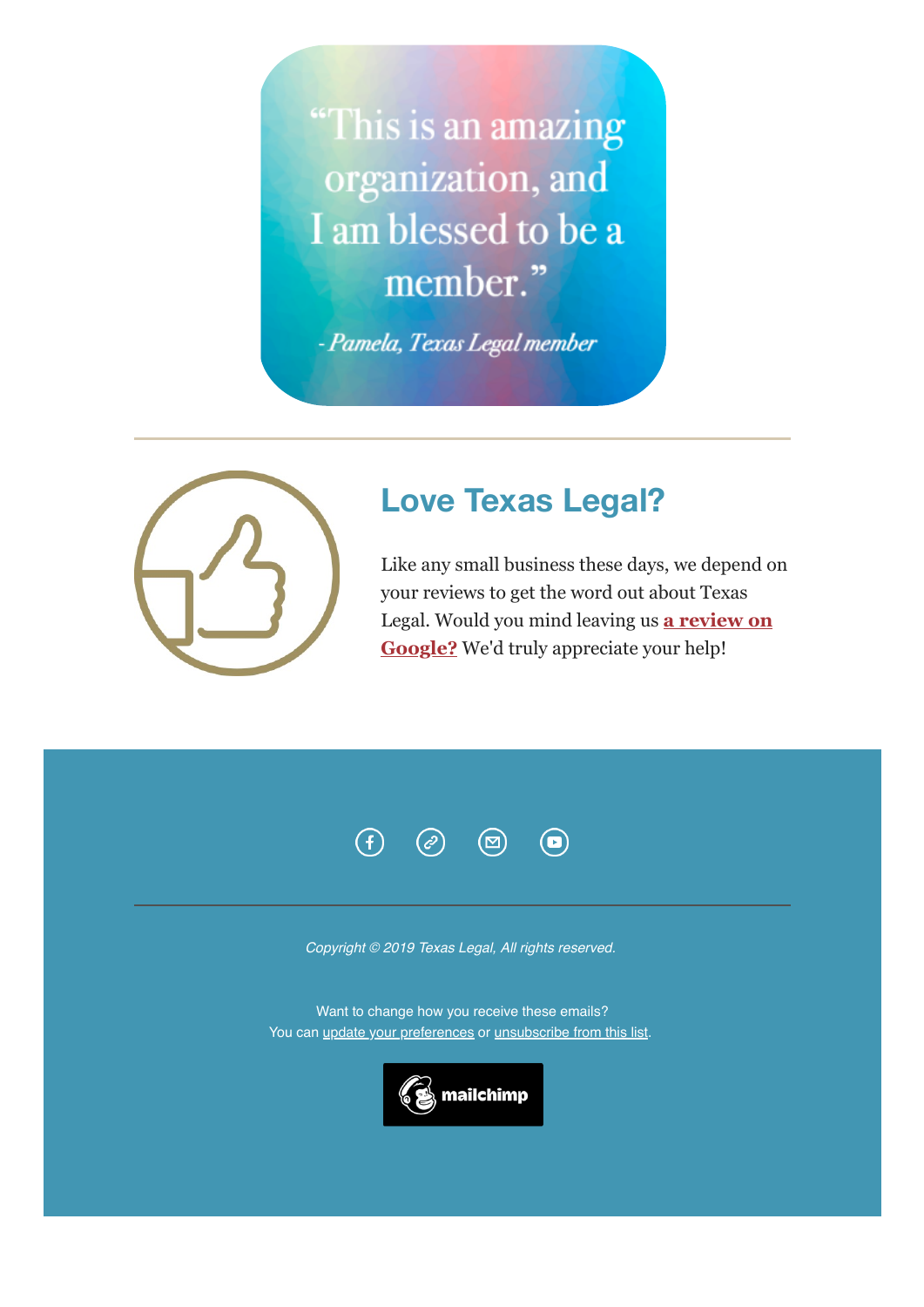"This is an amazing organization, and I am blessed to be a member."

*- Pamela, Texas Legal member*

## Love Texas Legal?

Like any small business these days, we depend on your reviews to get the word out about Texas Legal. Would you mind leaving us **a review on Google?** We'd truly appreciate your help!

*Copyright © 2019 Texas Legal, All rights reserved.*

Want to change how you receive these emails?
You can update your preferences or unsubscribe from this list.

mailchimp